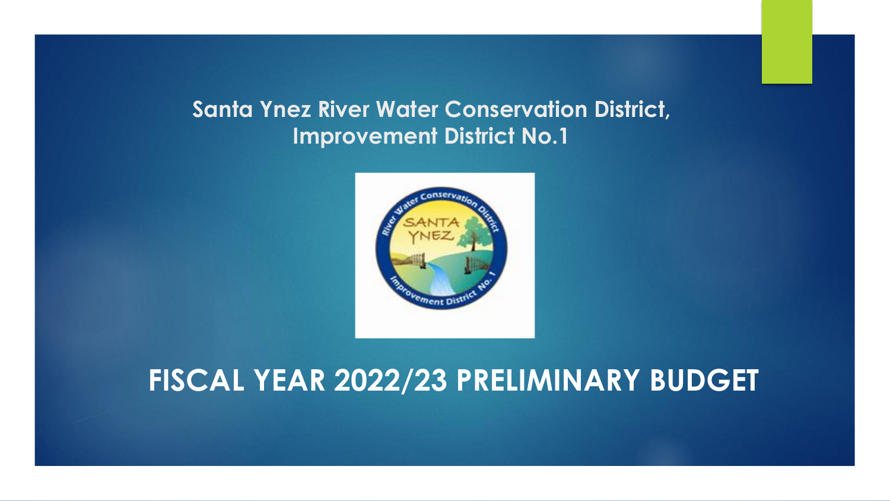## Santa Ynez River Water Conservation District, Improvement District No.1

# FISCAL YEAR 2022/23 PRELIMINARY BUDGET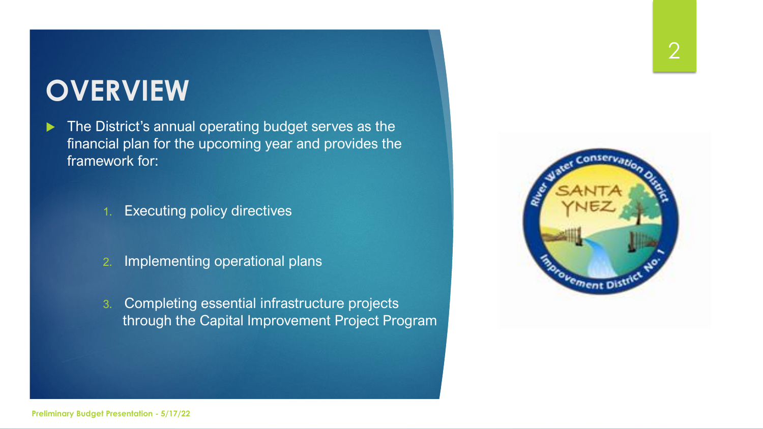# OVERVIEW

- The District's annual operating budget serves as the financial plan for the upcoming year and provides the framework for:

  1. Executing policy directives
  2. Implementing operational plans
  3. Completing essential infrastructure projects through the Capital Improvement Project Program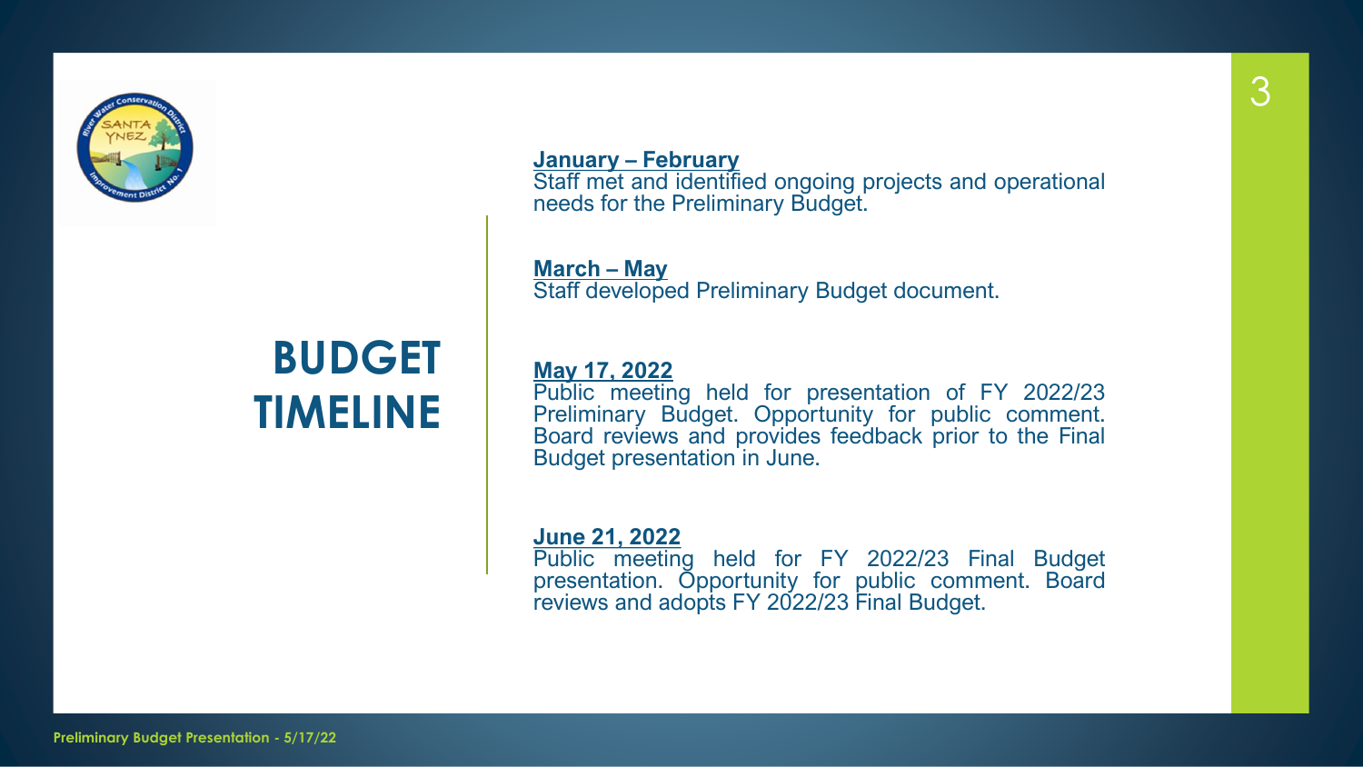# BUDGET TIMELINE

**January – February**
Staff met and identified ongoing projects and operational needs for the Preliminary Budget.

**March – May**
Staff developed Preliminary Budget document.

**May 17, 2022**
Public meeting held for presentation of FY 2022/23 Preliminary Budget. Opportunity for public comment. Board reviews and provides feedback prior to the Final Budget presentation in June.

**June 21, 2022**
Public meeting held for FY 2022/23 Final Budget presentation. Opportunity for public comment. Board reviews and adopts FY 2022/23 Final Budget.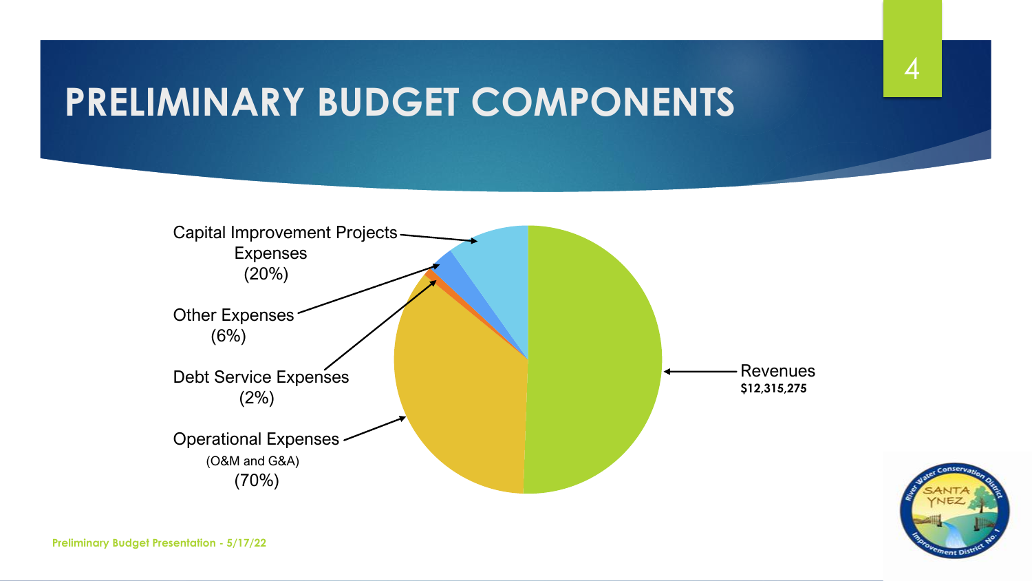# PRELIMINARY BUDGET COMPONENTS

Capital Improvement Projects Expenses (20%)

Other Expenses (6%)

Debt Service Expenses (2%)

Operational Expenses (O&M and G&A) (70%)

Revenues **$12,315,275**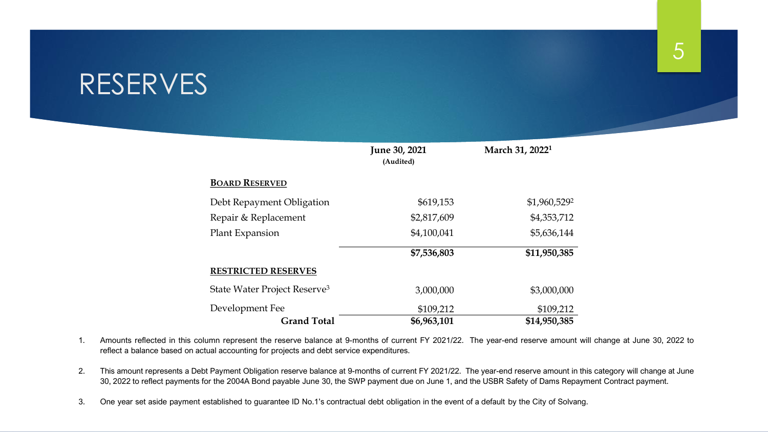# RESERVES

| | June 30, 2021 (Audited) | March 31, 2022[1] |
|---|---|---|
| **BOARD RESERVED** | | |
| Debt Repayment Obligation | $619,153 | $1,960,529[2] |
| Repair & Replacement | $2,817,609 | $4,353,712 |
| Plant Expansion | $4,100,041 | $5,636,144 |
| | **$7,536,803** | **$11,950,385** |
| **RESTRICTED RESERVES** | | |
| State Water Project Reserve[3] | 3,000,000 | $3,000,000 |
| Development Fee | $109,212 | $109,212 |
| **Grand Total** | **$6,963,101** | **$14,950,385** |

1. Amounts reflected in this column represent the reserve balance at 9-months of current FY 2021/22. The year-end reserve amount will change at June 30, 2022 to reflect a balance based on actual accounting for projects and debt service expenditures.

2. This amount represents a Debt Payment Obligation reserve balance at 9-months of current FY 2021/22. The year-end reserve amount in this category will change at June 30, 2022 to reflect payments for the 2004A Bond payable June 30, the SWP payment due on June 1, and the USBR Safety of Dams Repayment Contract payment.

3. One year set aside payment established to guarantee ID No.1's contractual debt obligation in the event of a default by the City of Solvang.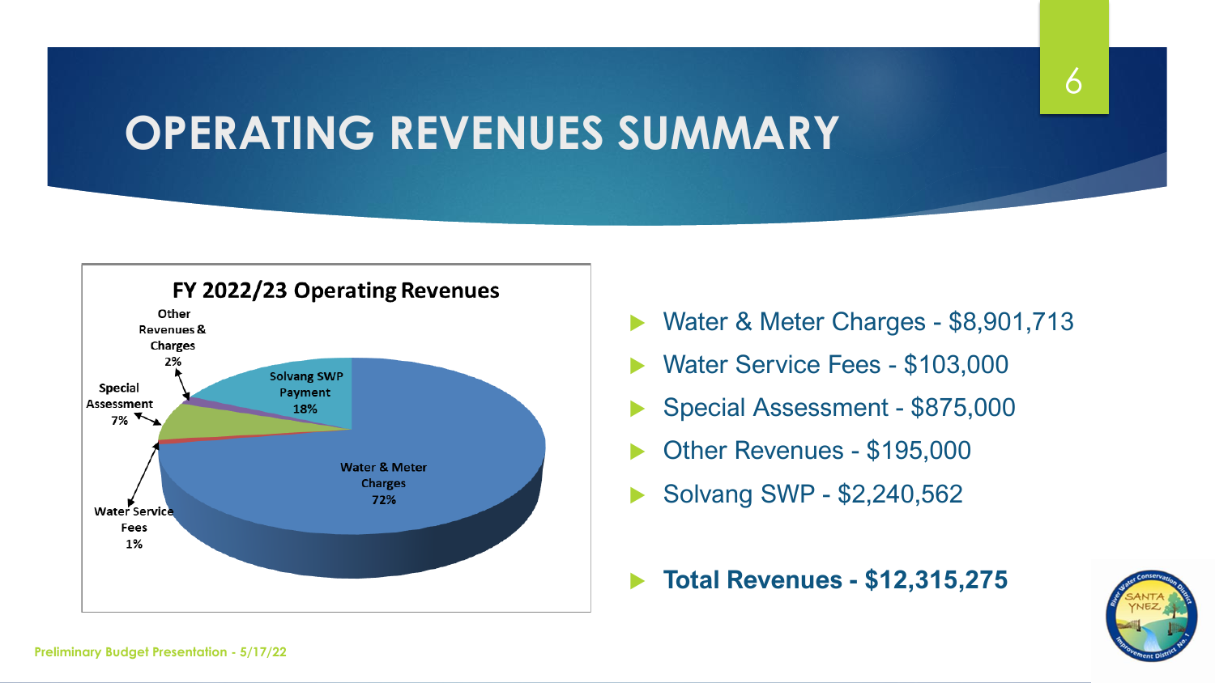# OPERATING REVENUES SUMMARY

**FY 2022/23 Operating Revenues**

| Category | Share |
| --- | --- |
| Water & Meter Charges | 72% |
| Solvang SWP Payment | 18% |
| Special Assessment | 7% |
| Other Revenues & Charges | 2% |
| Water Service Fees | 1% |

- Water & Meter Charges - $8,901,713
- Water Service Fees - $103,000
- Special Assessment - $875,000
- Other Revenues - $195,000
- Solvang SWP - $2,240,562

- **Total Revenues - $12,315,275**

Preliminary Budget Presentation - 5/17/22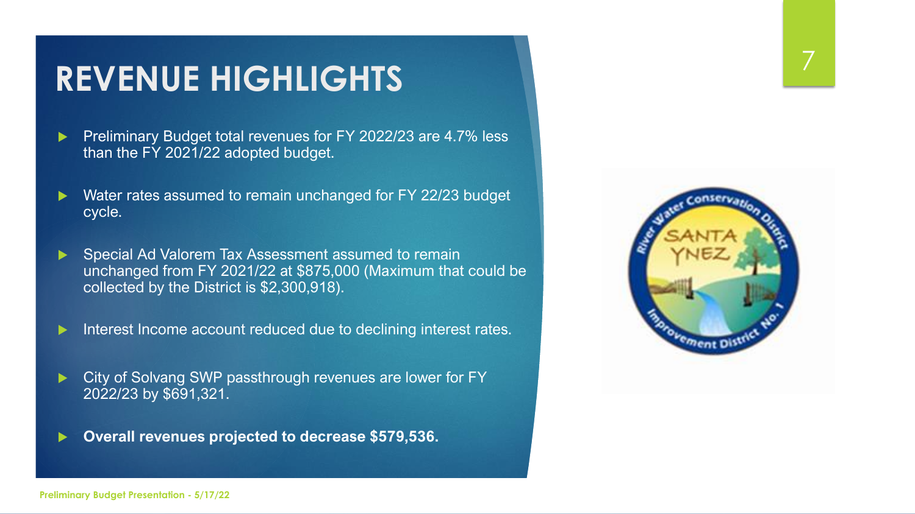# REVENUE HIGHLIGHTS

- Preliminary Budget total revenues for FY 2022/23 are 4.7% less than the FY 2021/22 adopted budget.
- Water rates assumed to remain unchanged for FY 22/23 budget cycle.
- Special Ad Valorem Tax Assessment assumed to remain unchanged from FY 2021/22 at $875,000 (Maximum that could be collected by the District is $2,300,918).
- Interest Income account reduced due to declining interest rates.
- City of Solvang SWP passthrough revenues are lower for FY 2022/23 by $691,321.
- **Overall revenues projected to decrease $579,536.**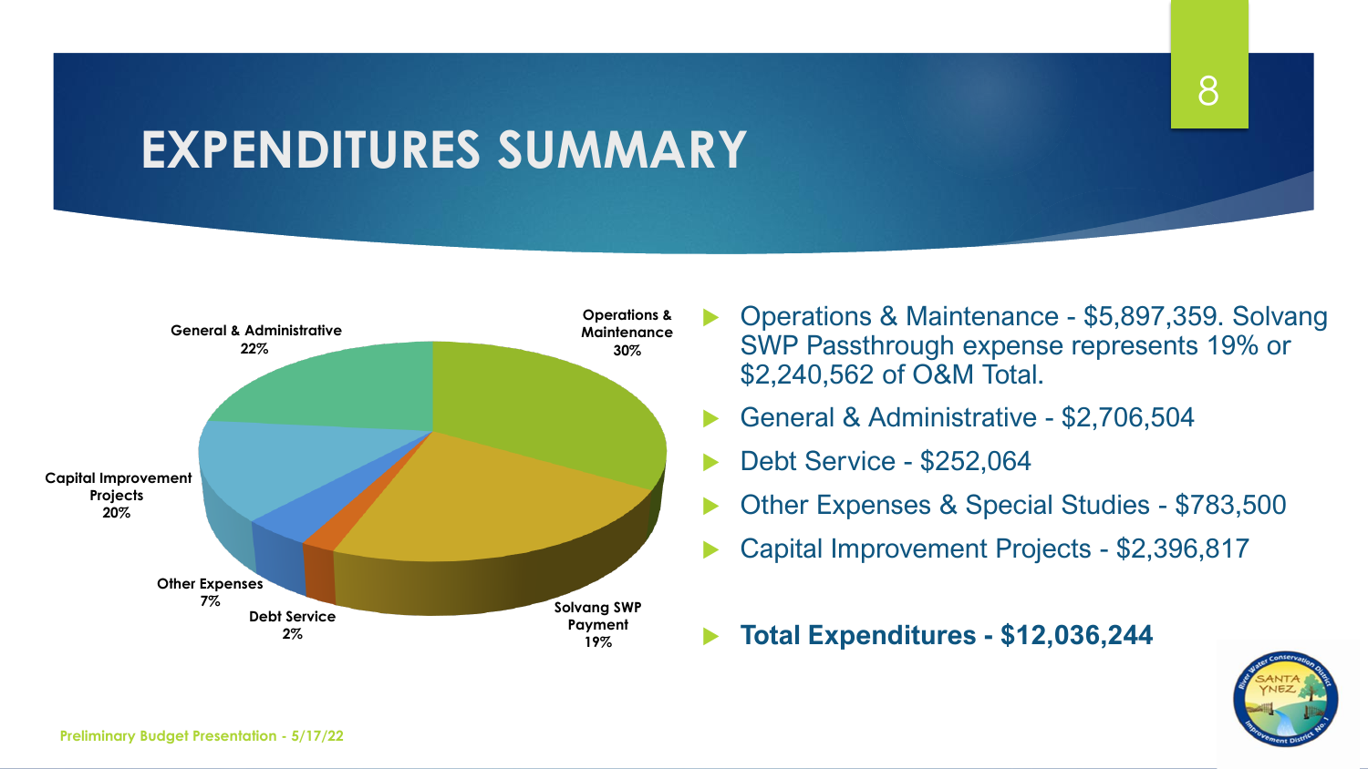# EXPENDITURES SUMMARY

General & Administrative 22%

Operations & Maintenance 30%

Capital Improvement Projects 20%

Other Expenses 7%

Debt Service 2%

Solvang SWP Payment 19%

- Operations & Maintenance - $5,897,359. Solvang SWP Passthrough expense represents 19% or $2,240,562 of O&M Total.
- General & Administrative - $2,706,504
- Debt Service - $252,064
- Other Expenses & Special Studies - $783,500
- Capital Improvement Projects - $2,396,817
- **Total Expenditures - $12,036,244**

Preliminary Budget Presentation - 5/17/22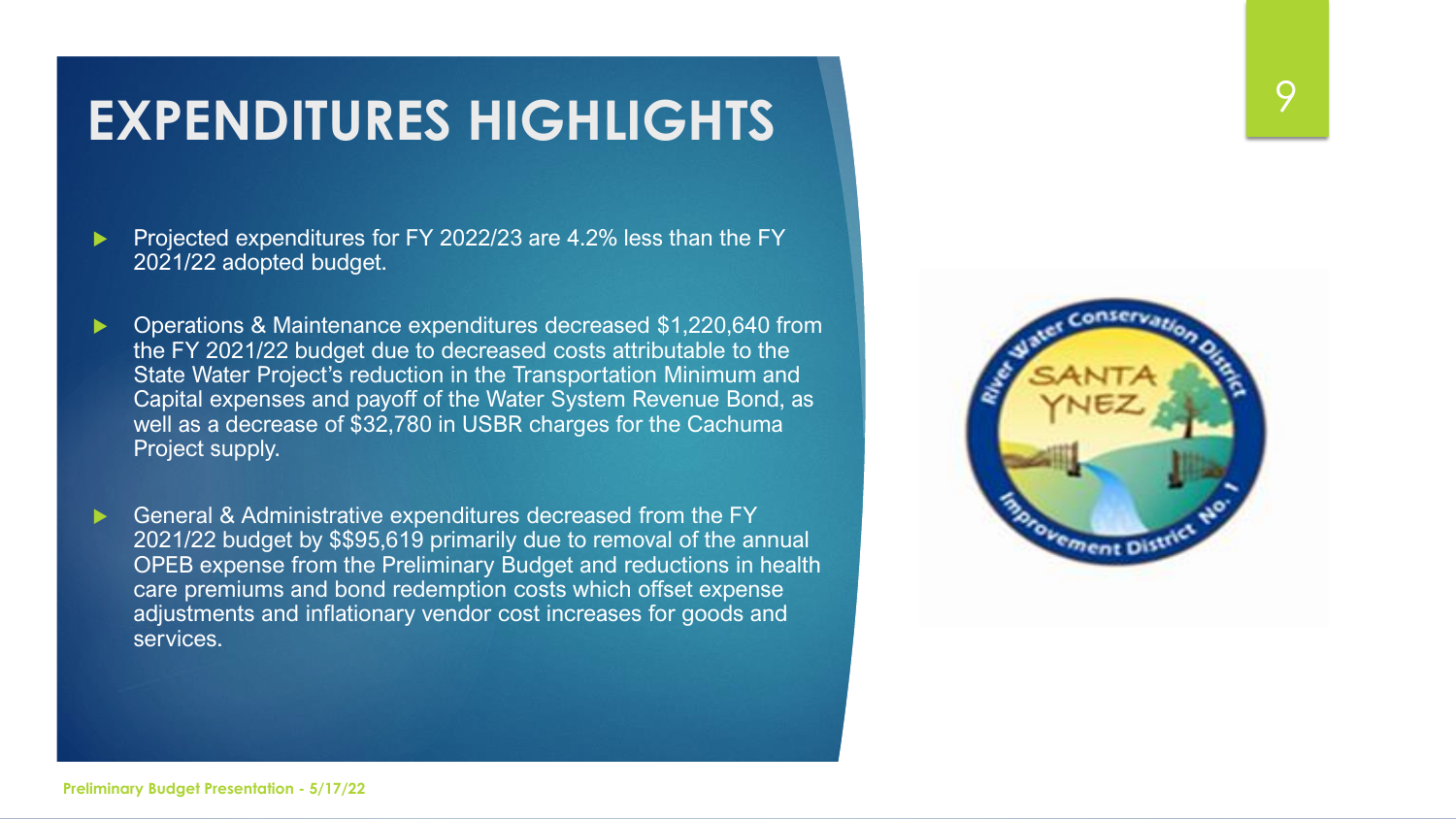# EXPENDITURES HIGHLIGHTS

- Projected expenditures for FY 2022/23 are 4.2% less than the FY 2021/22 adopted budget.
- Operations & Maintenance expenditures decreased $1,220,640 from the FY 2021/22 budget due to decreased costs attributable to the State Water Project's reduction in the Transportation Minimum and Capital expenses and payoff of the Water System Revenue Bond, as well as a decrease of $32,780 in USBR charges for the Cachuma Project supply.
- General & Administrative expenditures decreased from the FY 2021/22 budget by $$95,619 primarily due to removal of the annual OPEB expense from the Preliminary Budget and reductions in health care premiums and bond redemption costs which offset expense adjustments and inflationary vendor cost increases for goods and services.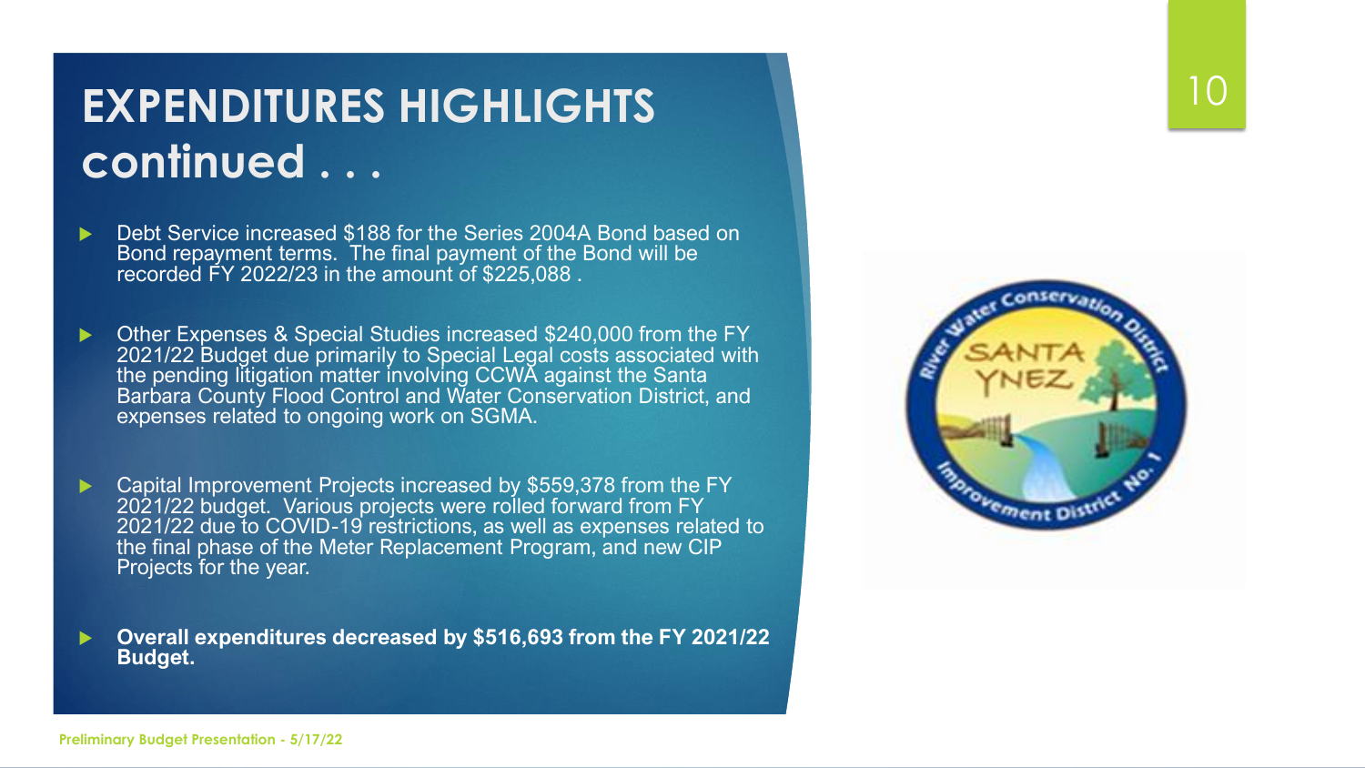# EXPENDITURES HIGHLIGHTS continued . . .

- Debt Service increased $188 for the Series 2004A Bond based on Bond repayment terms. The final payment of the Bond will be recorded FY 2022/23 in the amount of $225,088 .
- Other Expenses & Special Studies increased $240,000 from the FY 2021/22 Budget due primarily to Special Legal costs associated with the pending litigation matter involving CCWA against the Santa Barbara County Flood Control and Water Conservation District, and expenses related to ongoing work on SGMA.
- Capital Improvement Projects increased by $559,378 from the FY 2021/22 budget. Various projects were rolled forward from FY 2021/22 due to COVID-19 restrictions, as well as expenses related to the final phase of the Meter Replacement Program, and new CIP Projects for the year.
- **Overall expenditures decreased by $516,693 from the FY 2021/22 Budget.**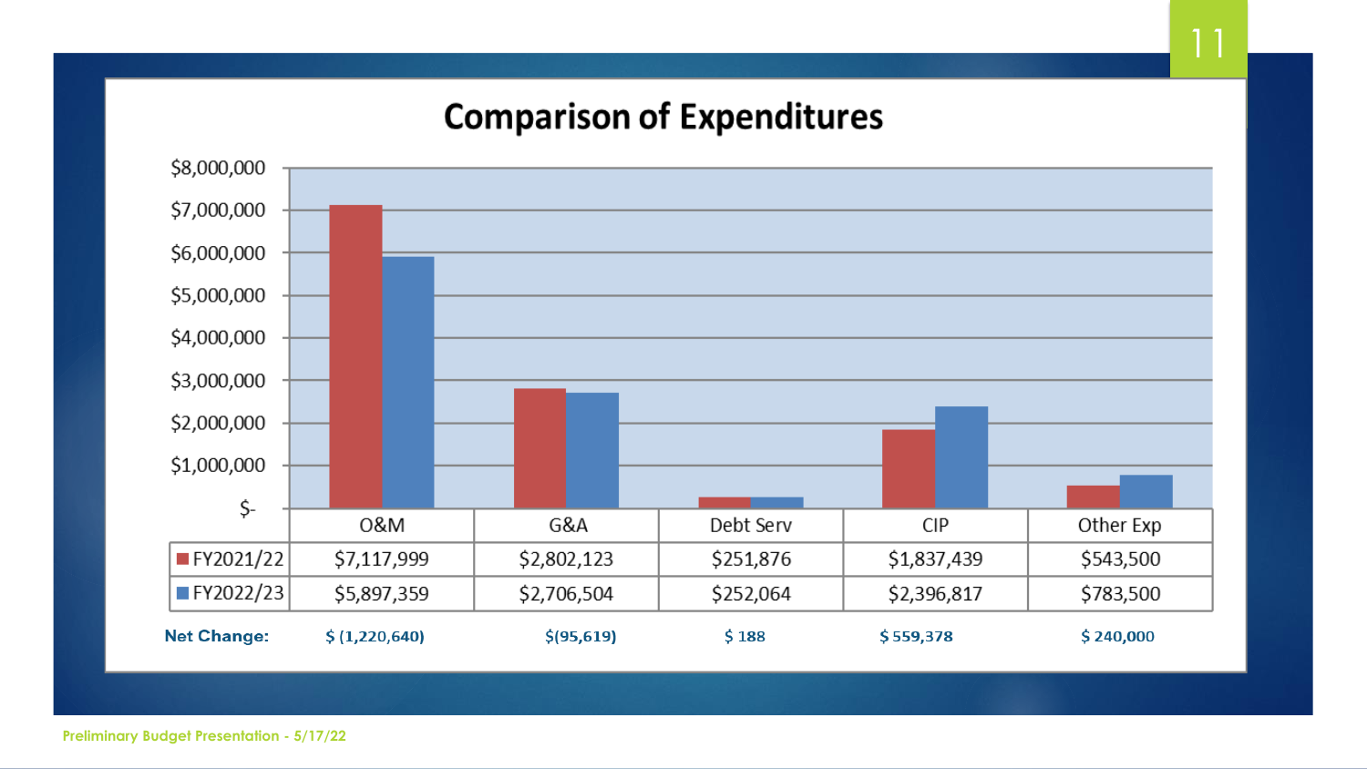# Comparison of Expenditures

| | O&M | G&A | Debt Serv | CIP | Other Exp |
|---|---|---|---|---|---|
| FY2021/22 | $7,117,999 | $2,802,123 | $251,876 | $1,837,439 | $543,500 |
| FY2022/23 | $5,897,359 | $2,706,504 | $252,064 | $2,396,817 | $783,500 |
| **Net Change:** | **$ (1,220,640)** | **$(95,619)** | **$ 188** | **$ 559,378** | **$ 240,000** |

Preliminary Budget Presentation - 5/17/22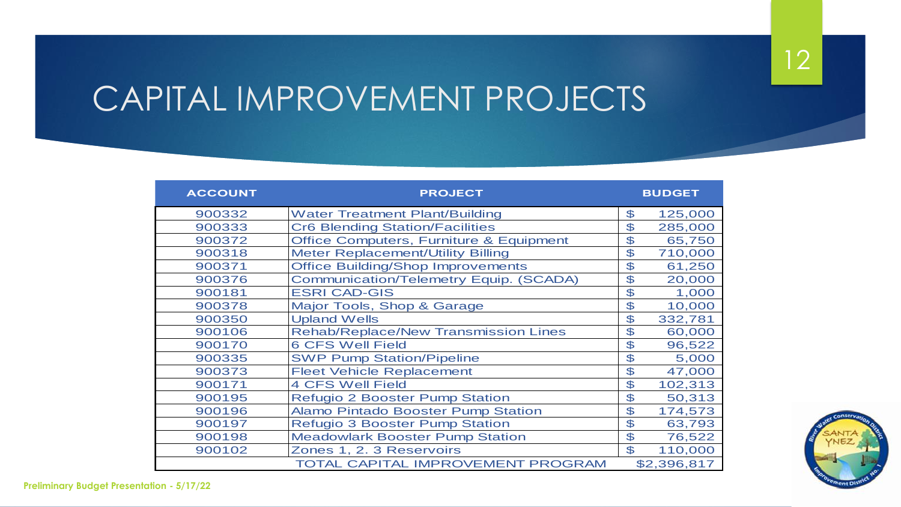# CAPITAL IMPROVEMENT PROJECTS

| ACCOUNT | PROJECT | BUDGET |
| --- | --- | --- |
| 900332 | Water Treatment Plant/Building | $ 125,000 |
| 900333 | Cr6 Blending Station/Facilities | $ 285,000 |
| 900372 | Office Computers, Furniture & Equipment | $ 65,750 |
| 900318 | Meter Replacement/Utility Billing | $ 710,000 |
| 900371 | Office Building/Shop Improvements | $ 61,250 |
| 900376 | Communication/Telemetry Equip. (SCADA) | $ 20,000 |
| 900181 | ESRI CAD-GIS | $ 1,000 |
| 900378 | Major Tools, Shop & Garage | $ 10,000 |
| 900350 | Upland Wells | $ 332,781 |
| 900106 | Rehab/Replace/New Transmission Lines | $ 60,000 |
| 900170 | 6 CFS Well Field | $ 96,522 |
| 900335 | SWP Pump Station/Pipeline | $ 5,000 |
| 900373 | Fleet Vehicle Replacement | $ 47,000 |
| 900171 | 4 CFS Well Field | $ 102,313 |
| 900195 | Refugio 2 Booster Pump Station | $ 50,313 |
| 900196 | Alamo Pintado Booster Pump Station | $ 174,573 |
| 900197 | Refugio 3 Booster Pump Station | $ 63,793 |
| 900198 | Meadowlark Booster Pump Station | $ 76,522 |
| 900102 | Zones 1, 2. 3 Reservoirs | $ 110,000 |
| | TOTAL CAPITAL IMPROVEMENT PROGRAM | $2,396,817 |

Preliminary Budget Presentation - 5/17/22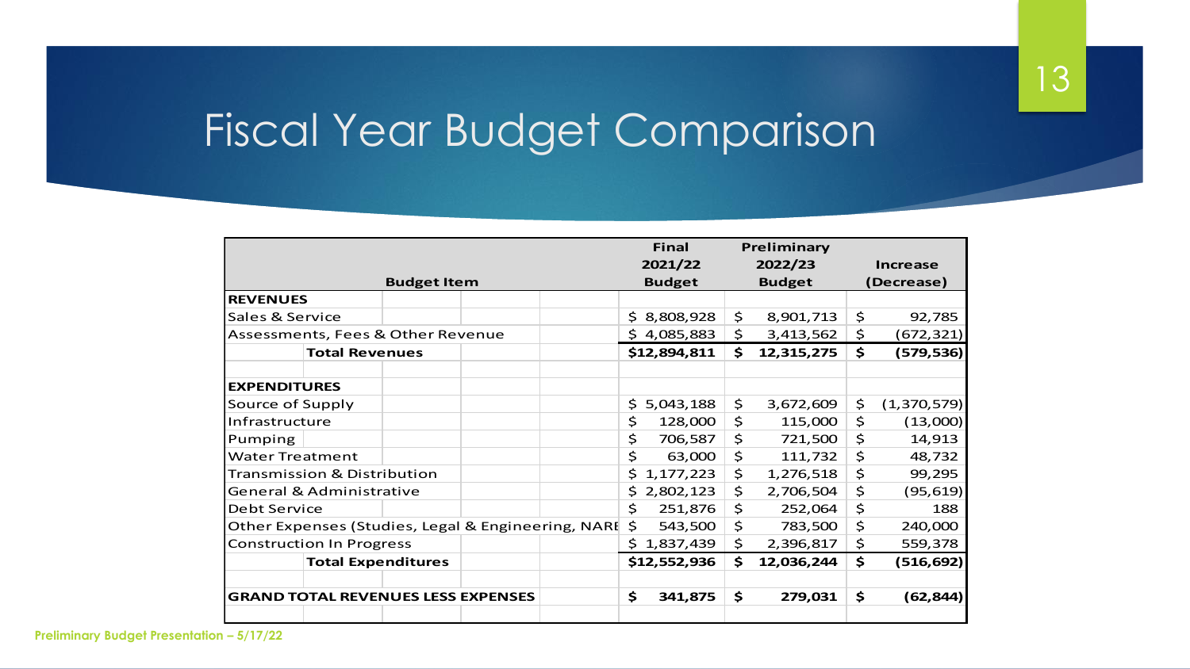# Fiscal Year Budget Comparison

| Budget Item | Final 2021/22 Budget | Preliminary 2022/23 Budget | Increase (Decrease) |
|---|---|---|---|
| **REVENUES** | | | |
| Sales & Service | $ 8,808,928 | $ 8,901,713 | $ 92,785 |
| Assessments, Fees & Other Revenue | $ 4,085,883 | $ 3,413,562 | $ (672,321) |
| **Total Revenues** | **$12,894,811** | **$ 12,315,275** | **$ (579,536)** |
| | | | |
| **EXPENDITURES** | | | |
| Source of Supply | $ 5,043,188 | $ 3,672,609 | $ (1,370,579) |
| Infrastructure | $ 128,000 | $ 115,000 | $ (13,000) |
| Pumping | $ 706,587 | $ 721,500 | $ 14,913 |
| Water Treatment | $ 63,000 | $ 111,732 | $ 48,732 |
| Transmission & Distribution | $ 1,177,223 | $ 1,276,518 | $ 99,295 |
| General & Administrative | $ 2,802,123 | $ 2,706,504 | $ (95,619) |
| Debt Service | $ 251,876 | $ 252,064 | $ 188 |
| Other Expenses (Studies, Legal & Engineering, NARE | $ 543,500 | $ 783,500 | $ 240,000 |
| Construction In Progress | $ 1,837,439 | $ 2,396,817 | $ 559,378 |
| **Total Expenditures** | **$12,552,936** | **$ 12,036,244** | **$ (516,692)** |
| | | | |
| **GRAND TOTAL REVENUES LESS EXPENSES** | **$ 341,875** | **$ 279,031** | **$ (62,844)** |

Preliminary Budget Presentation – 5/17/22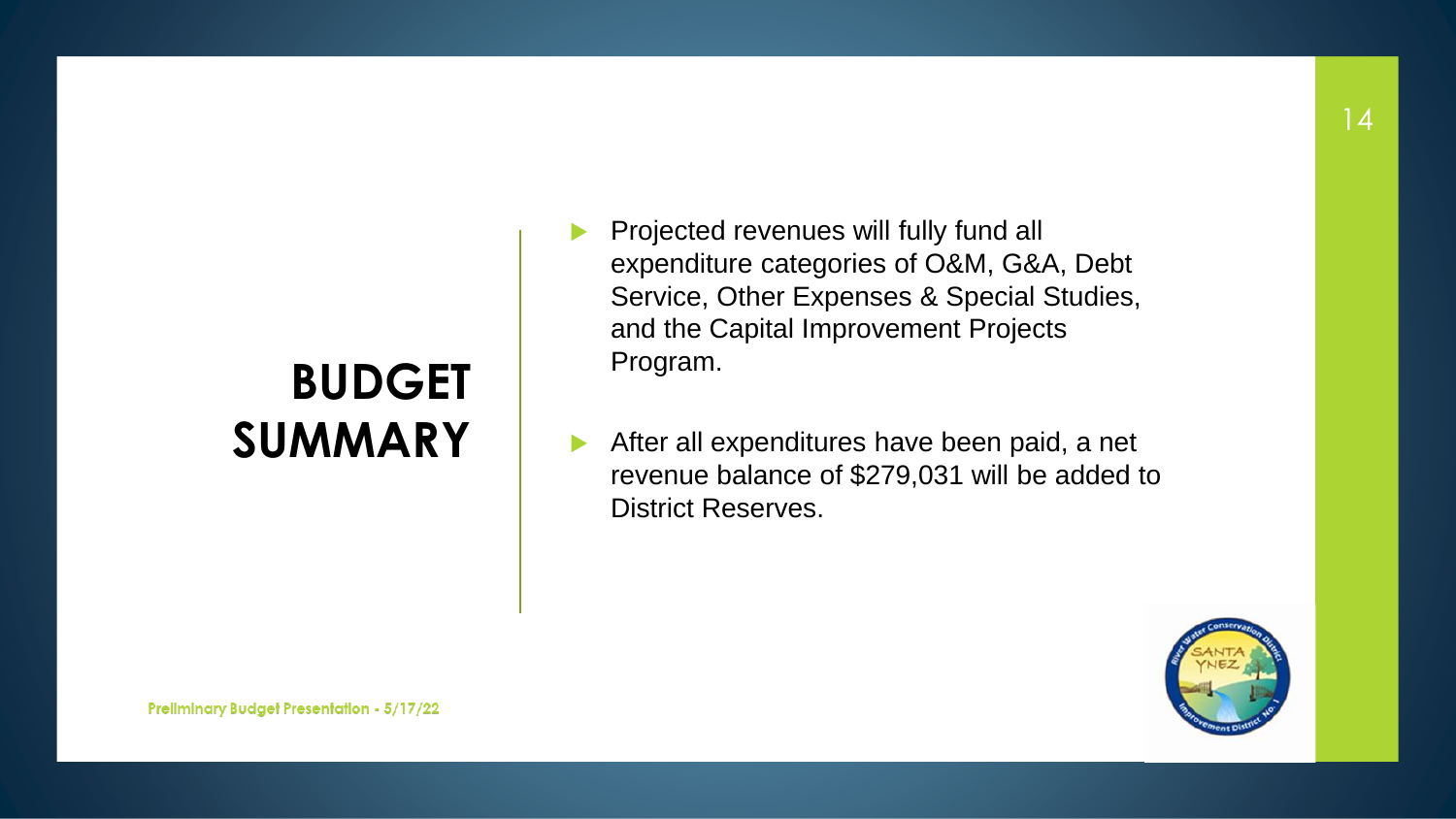# BUDGET SUMMARY

- Projected revenues will fully fund all expenditure categories of O&M, G&A, Debt Service, Other Expenses & Special Studies, and the Capital Improvement Projects Program.
- After all expenditures have been paid, a net revenue balance of $279,031 will be added to District Reserves.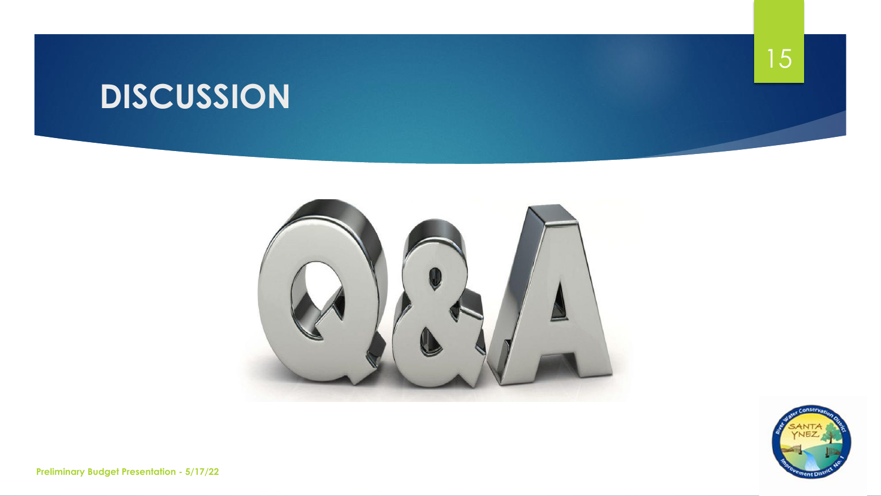# DISCUSSION

Q&A